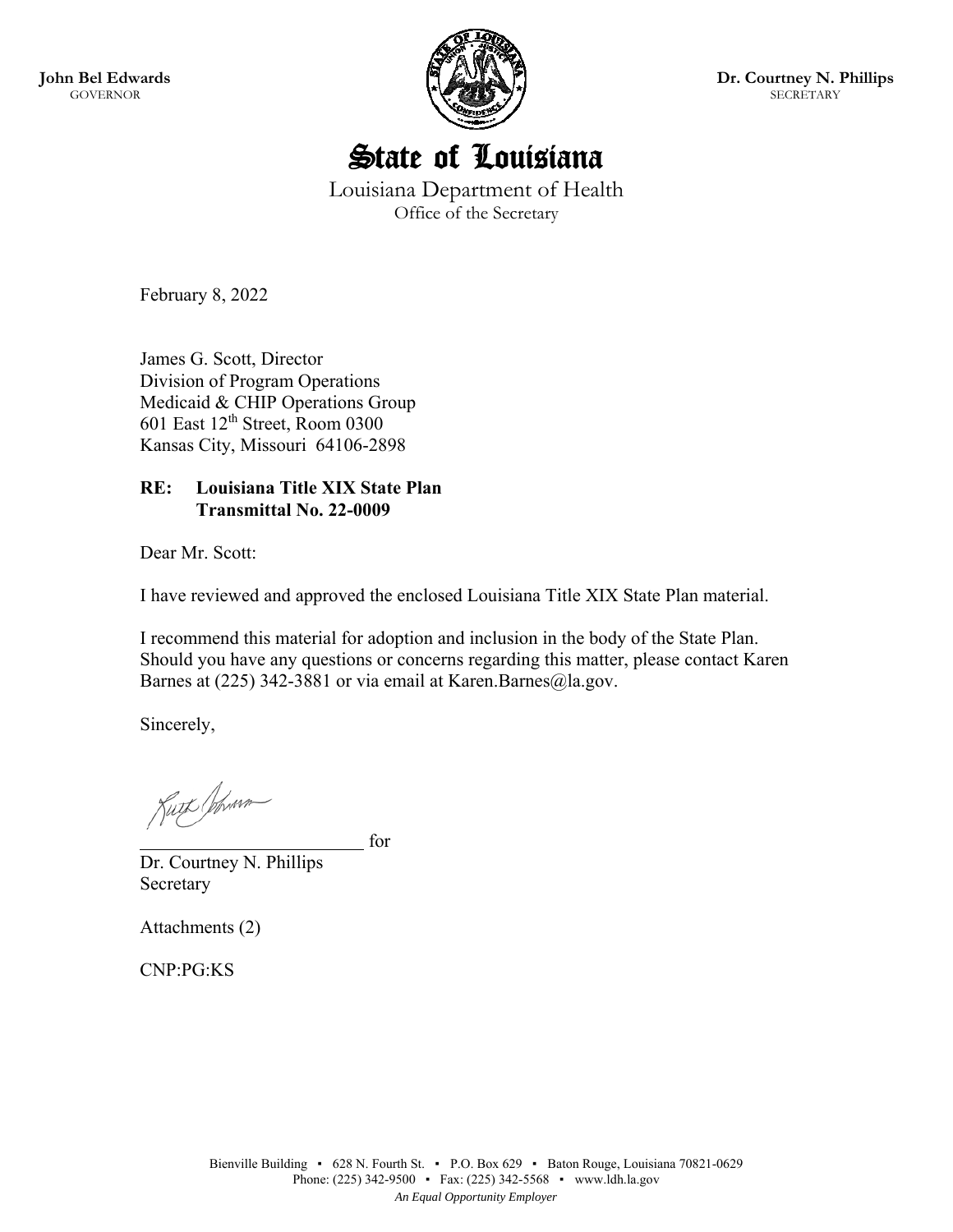**John Bel Edwards**
GOVERNOR

**Dr. Courtney N. Phillips**
SECRETARY

# State of Louisiana

Louisiana Department of Health
Office of the Secretary

February 8, 2022

James G. Scott, Director
Division of Program Operations
Medicaid & CHIP Operations Group
601 East 12th Street, Room 0300
Kansas City, Missouri 64106-2898

**RE: Louisiana Title XIX State Plan**
**Transmittal No. 22-0009**

Dear Mr. Scott:

I have reviewed and approved the enclosed Louisiana Title XIX State Plan material.

I recommend this material for adoption and inclusion in the body of the State Plan. Should you have any questions or concerns regarding this matter, please contact Karen Barnes at (225) 342-3881 or via email at Karen.Barnes@la.gov.

Sincerely,

Ruth Johnson
_________________________ for
Dr. Courtney N. Phillips
Secretary

Attachments (2)

CNP:PG:KS

Bienville Building ▪ 628 N. Fourth St. ▪ P.O. Box 629 ▪ Baton Rouge, Louisiana 70821-0629
Phone: (225) 342-9500 ▪ Fax: (225) 342-5568 ▪ www.ldh.la.gov
*An Equal Opportunity Employer*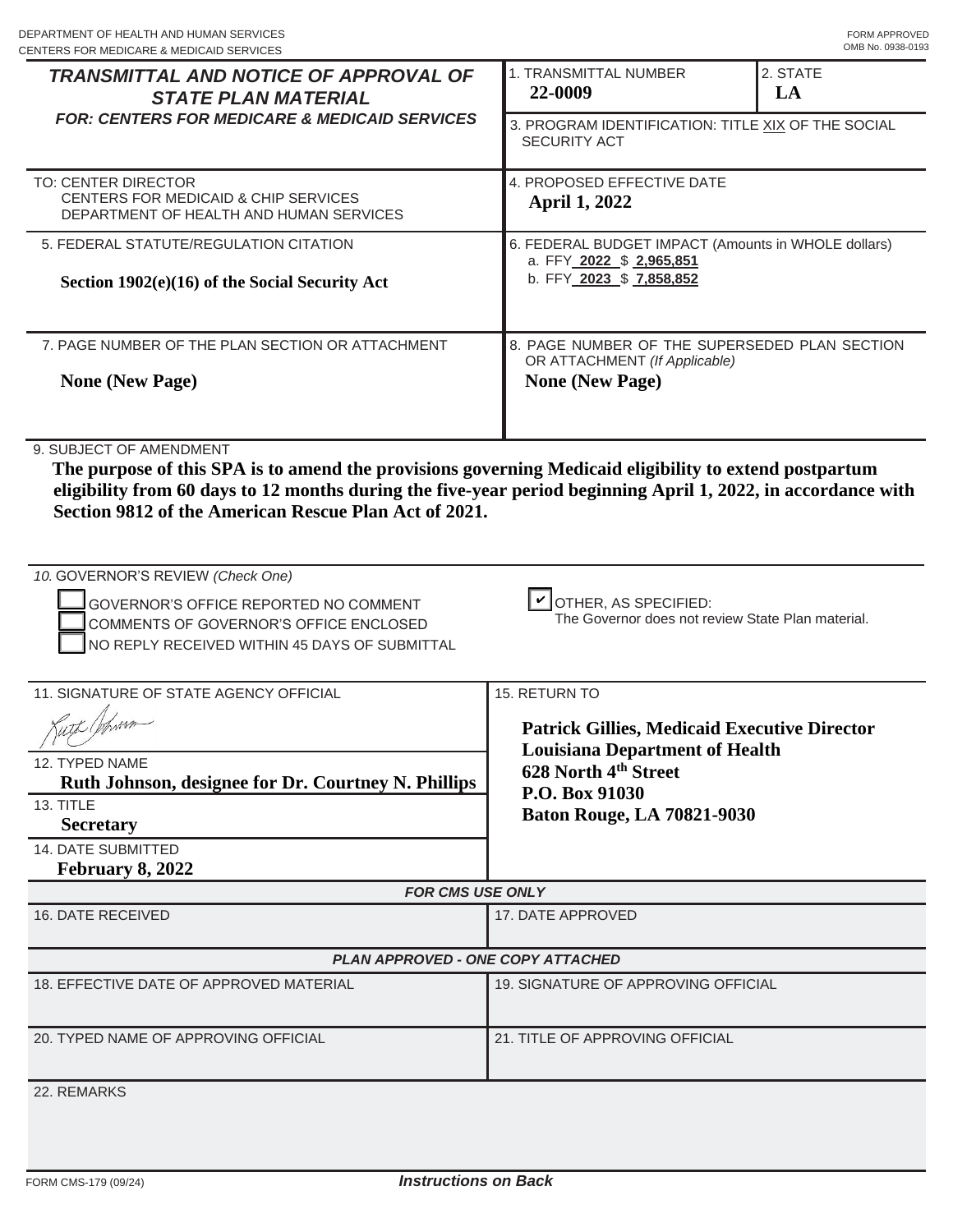DEPARTMENT OF HEALTH AND HUMAN SERVICES
CENTERS FOR MEDICARE & MEDICAID SERVICES

FORM APPROVED
OMB No. 0938-0193

# TRANSMITTAL AND NOTICE OF APPROVAL OF STATE PLAN MATERIAL

## FOR: CENTERS FOR MEDICARE & MEDICAID SERVICES

| | |
|---|---|
| 1. TRANSMITTAL NUMBER **22-0009** | 2. STATE **LA** |
| 3. PROGRAM IDENTIFICATION: TITLE XIX OF THE SOCIAL SECURITY ACT | |

TO: CENTER DIRECTOR
CENTERS FOR MEDICAID & CHIP SERVICES
DEPARTMENT OF HEALTH AND HUMAN SERVICES

4. PROPOSED EFFECTIVE DATE
**April 1, 2022**

5. FEDERAL STATUTE/REGULATION CITATION
**Section 1902(e)(16) of the Social Security Act**

6. FEDERAL BUDGET IMPACT (Amounts in WHOLE dollars)
a. FFY **2022** $ **2,965,851**
b. FFY **2023** $ **7,858,852**

7. PAGE NUMBER OF THE PLAN SECTION OR ATTACHMENT
**None (New Page)**

8. PAGE NUMBER OF THE SUPERSEDED PLAN SECTION OR ATTACHMENT *(If Applicable)*
**None (New Page)**

9. SUBJECT OF AMENDMENT
**The purpose of this SPA is to amend the provisions governing Medicaid eligibility to extend postpartum eligibility from 60 days to 12 months during the five-year period beginning April 1, 2022, in accordance with Section 9812 of the American Rescue Plan Act of 2021.**

10. GOVERNOR'S REVIEW *(Check One)*

- ☐ GOVERNOR'S OFFICE REPORTED NO COMMENT
- ☐ COMMENTS OF GOVERNOR'S OFFICE ENCLOSED
- ☐ NO REPLY RECEIVED WITHIN 45 DAYS OF SUBMITTAL
- ☑ OTHER, AS SPECIFIED:
  The Governor does not review State Plan material.

11. SIGNATURE OF STATE AGENCY OFFICIAL
[signature]

12. TYPED NAME
**Ruth Johnson, designee for Dr. Courtney N. Phillips**

13. TITLE
**Secretary**

14. DATE SUBMITTED
**February 8, 2022**

15. RETURN TO
**Patrick Gillies, Medicaid Executive Director**
**Louisiana Department of Health**
**628 North 4th Street**
**P.O. Box 91030**
**Baton Rouge, LA 70821-9030**

***FOR CMS USE ONLY***

| | |
|---|---|
| 16. DATE RECEIVED | 17. DATE APPROVED |

***PLAN APPROVED - ONE COPY ATTACHED***

| | |
|---|---|
| 18. EFFECTIVE DATE OF APPROVED MATERIAL | 19. SIGNATURE OF APPROVING OFFICIAL |
| 20. TYPED NAME OF APPROVING OFFICIAL | 21. TITLE OF APPROVING OFFICIAL |

22. REMARKS

FORM CMS-179 (09/24)

***Instructions on Back***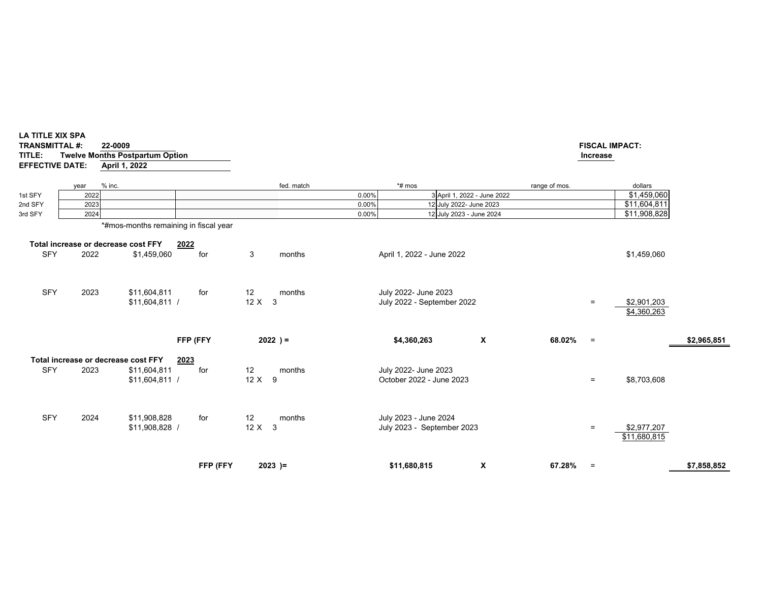**LA TITLE XIX SPA**
**TRANSMITTAL #:** 22-0009
**TITLE:** Twelve Months Postpartum Option
**EFFECTIVE DATE:** April 1, 2022

**FISCAL IMPACT:**
Increase

| | year | % inc. | | fed. match | *# mos | range of mos. | dollars |
|---|---|---|---|---|---|---|---|
| 1st SFY | 2022 | | | 0.00% | 3 | April 1, 2022 - June 2022 | $1,459,060 |
| 2nd SFY | 2023 | | | 0.00% | 12 | July 2022- June 2023 | $11,604,811 |
| 3rd SFY | 2024 | | | 0.00% | 12 | July 2023 - June 2024 | $11,908,828 |

*#mos-months remaining in fiscal year

**Total increase or decrease cost FFY 2022**

| | | | | | | | | | |
|---|---|---|---|---|---|---|---|---|---|
| SFY | 2022 | $1,459,060 | for | 3 | months | April 1, 2022 - June 2022 | | | $1,459,060 |
| | | | | | | | | | |
| SFY | 2023 | $11,604,811 | for | 12 | months | July 2022- June 2023 | | | |
| | | $11,604,811 / | | 12 X 3 | | July 2022 - September 2022 | | = | $2,901,203 |
| | | | | | | | | | $4,360,263 |

**FFP (FFY 2022 ) = $4,360,263 X 68.02% = $2,965,851**

**Total increase or decrease cost FFY 2023**

| | | | | | | | | | |
|---|---|---|---|---|---|---|---|---|---|
| SFY | 2023 | $11,604,811 | for | 12 | months | July 2022- June 2023 | | | |
| | | $11,604,811 / | | 12 X 9 | | October 2022 - June 2023 | | = | $8,703,608 |
| | | | | | | | | | |
| SFY | 2024 | $11,908,828 | for | 12 | months | July 2023 - June 2024 | | | |
| | | $11,908,828 / | | 12 X 3 | | July 2023 - September 2023 | | = | $2,977,207 |
| | | | | | | | | | $11,680,815 |

**FFP (FFY 2023 )= $11,680,815 X 67.28% = $7,858,852**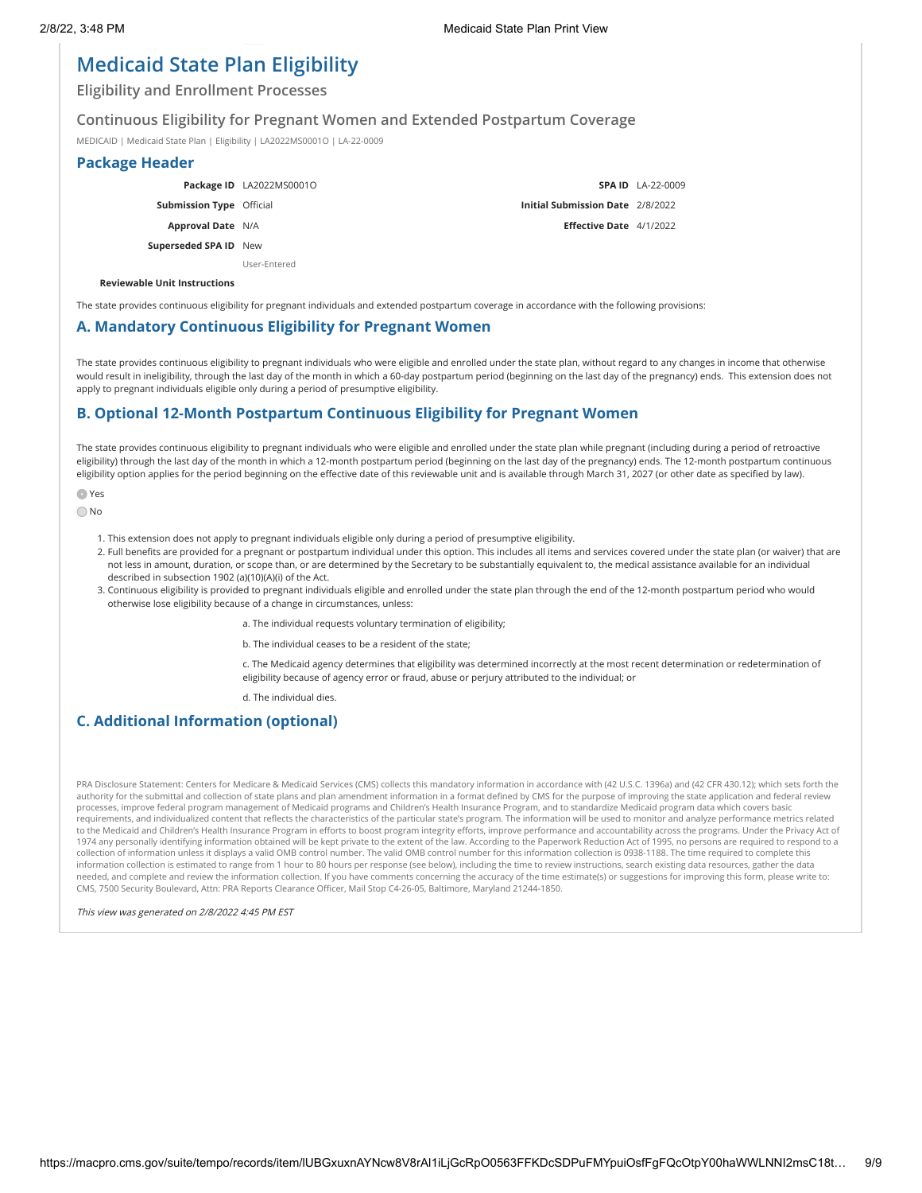# Medicaid State Plan Eligibility

## Eligibility and Enrollment Processes

### Continuous Eligibility for Pregnant Women and Extended Postpartum Coverage

MEDICAID | Medicaid State Plan | Eligibility | LA2022MS0001O | LA-22-0009

## Package Header

| | | | |
|---|---|---|---|
| **Package ID** | LA2022MS0001O | **SPA ID** | LA-22-0009 |
| **Submission Type** | Official | **Initial Submission Date** | 2/8/2022 |
| **Approval Date** | N/A | **Effective Date** | 4/1/2022 |
| **Superseded SPA ID** | New<br>User-Entered | | |

**Reviewable Unit Instructions**

The state provides continuous eligibility for pregnant individuals and extended postpartum coverage in accordance with the following provisions:

## A. Mandatory Continuous Eligibility for Pregnant Women

The state provides continuous eligibility to pregnant individuals who were eligible and enrolled under the state plan, without regard to any changes in income that otherwise would result in ineligibility, through the last day of the month in which a 60-day postpartum period (beginning on the last day of the pregnancy) ends. This extension does not apply to pregnant individuals eligible only during a period of presumptive eligibility.

## B. Optional 12-Month Postpartum Continuous Eligibility for Pregnant Women

The state provides continuous eligibility to pregnant individuals who were eligible and enrolled under the state plan while pregnant (including during a period of retroactive eligibility) through the last day of the month in which a 12-month postpartum period (beginning on the last day of the pregnancy) ends. The 12-month postpartum continuous eligibility option applies for the period beginning on the effective date of this reviewable unit and is available through March 31, 2027 (or other date as specified by law).

- ◉ Yes
- ○ No

1. This extension does not apply to pregnant individuals eligible only during a period of presumptive eligibility.
2. Full benefits are provided for a pregnant or postpartum individual under this option. This includes all items and services covered under the state plan (or waiver) that are not less in amount, duration, or scope than, or are determined by the Secretary to be substantially equivalent to, the medical assistance available for an individual described in subsection 1902 (a)(10)(A)(i) of the Act.
3. Continuous eligibility is provided to pregnant individuals eligible and enrolled under the state plan through the end of the 12-month postpartum period who would otherwise lose eligibility because of a change in circumstances, unless:

   a. The individual requests voluntary termination of eligibility;

   b. The individual ceases to be a resident of the state;

   c. The Medicaid agency determines that eligibility was determined incorrectly at the most recent determination or redetermination of eligibility because of agency error or fraud, abuse or perjury attributed to the individual; or

   d. The individual dies.

## C. Additional Information (optional)

PRA Disclosure Statement: Centers for Medicare & Medicaid Services (CMS) collects this mandatory information in accordance with (42 U.S.C. 1396a) and (42 CFR 430.12); which sets forth the authority for the submittal and collection of state plans and plan amendment information in a format defined by CMS for the purpose of improving the state application and federal review processes, improve federal program management of Medicaid programs and Children's Health Insurance Program, and to standardize Medicaid program data which covers basic requirements, and individualized content that reflects the characteristics of the particular state's program. The information will be used to monitor and analyze performance metrics related to the Medicaid and Children's Health Insurance Program in efforts to boost program integrity efforts, improve performance and accountability across the programs. Under the Privacy Act of 1974 any personally identifying information obtained will be kept private to the extent of the law. According to the Paperwork Reduction Act of 1995, no persons are required to respond to a collection of information unless it displays a valid OMB control number. The valid OMB control number for this information collection is 0938-1188. The time required to complete this information collection is estimated to range from 1 hour to 80 hours per response (see below), including the time to review instructions, search existing data resources, gather the data needed, and complete and review the information collection. If you have comments concerning the accuracy of the time estimate(s) or suggestions for improving this form, please write to: CMS, 7500 Security Boulevard, Attn: PRA Reports Clearance Officer, Mail Stop C4-26-05, Baltimore, Maryland 21244-1850.

*This view was generated on 2/8/2022 4:45 PM EST*